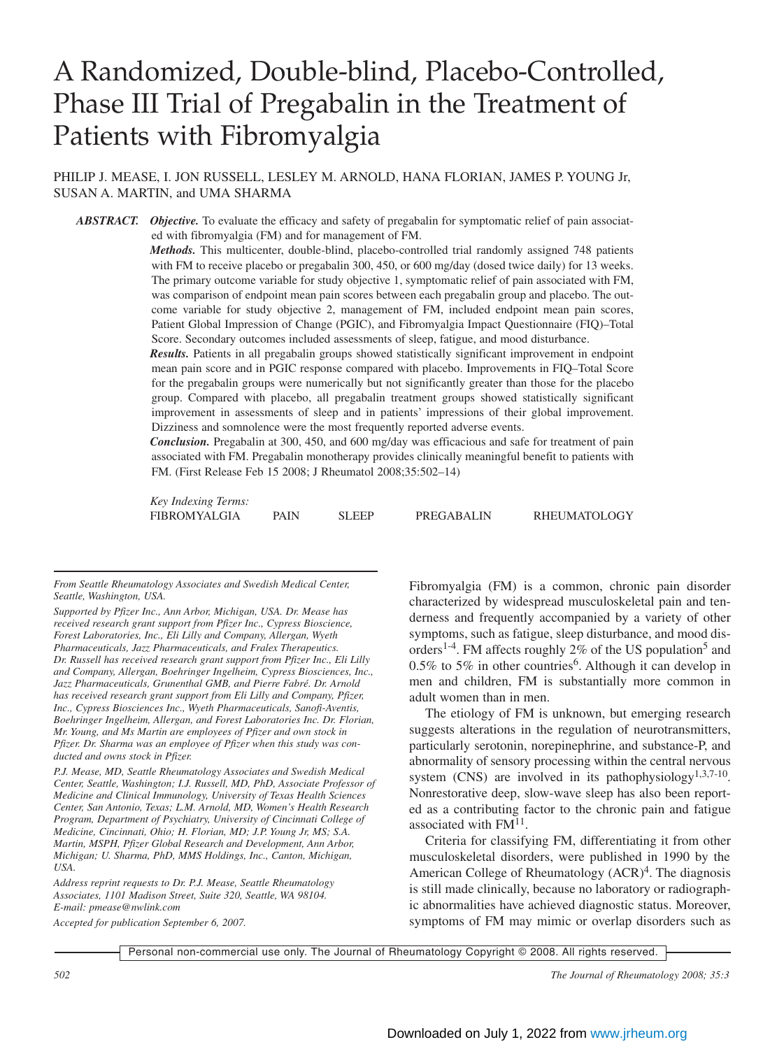# A Randomized, Double-blind, Placebo-Controlled, Phase III Trial of Pregabalin in the Treatment of Patients with Fibromyalgia

PHILIP J. MEASE, I. JON RUSSELL, LESLEY M. ARNOLD, HANA FLORIAN, JAMES P. YOUNG Jr, SUSAN A. MARTIN, and UMA SHARMA

***ABSTRACT.*** ***Objective.*** To evaluate the efficacy and safety of pregabalin for symptomatic relief of pain associated with fibromyalgia (FM) and for management of FM.

***Methods.*** This multicenter, double-blind, placebo-controlled trial randomly assigned 748 patients with FM to receive placebo or pregabalin 300, 450, or 600 mg/day (dosed twice daily) for 13 weeks. The primary outcome variable for study objective 1, symptomatic relief of pain associated with FM, was comparison of endpoint mean pain scores between each pregabalin group and placebo. The outcome variable for study objective 2, management of FM, included endpoint mean pain scores, Patient Global Impression of Change (PGIC), and Fibromyalgia Impact Questionnaire (FIQ)–Total Score. Secondary outcomes included assessments of sleep, fatigue, and mood disturbance.

***Results.*** Patients in all pregabalin groups showed statistically significant improvement in endpoint mean pain score and in PGIC response compared with placebo. Improvements in FIQ–Total Score for the pregabalin groups were numerically but not significantly greater than those for the placebo group. Compared with placebo, all pregabalin treatment groups showed statistically significant improvement in assessments of sleep and in patients' impressions of their global improvement. Dizziness and somnolence were the most frequently reported adverse events.

***Conclusion.*** Pregabalin at 300, 450, and 600 mg/day was efficacious and safe for treatment of pain associated with FM. Pregabalin monotherapy provides clinically meaningful benefit to patients with FM. (First Release Feb 15 2008; J Rheumatol 2008;35:502–14)

*Key Indexing Terms:*
FIBROMYALGIA PAIN SLEEP PREGABALIN RHEUMATOLOGY

*From Seattle Rheumatology Associates and Swedish Medical Center, Seattle, Washington, USA.*

*Supported by Pfizer Inc., Ann Arbor, Michigan, USA. Dr. Mease has received research grant support from Pfizer Inc., Cypress Bioscience, Forest Laboratories, Inc., Eli Lilly and Company, Allergan, Wyeth Pharmaceuticals, Jazz Pharmaceuticals, and Fralex Therapeutics. Dr. Russell has received research grant support from Pfizer Inc., Eli Lilly and Company, Allergan, Boehringer Ingelheim, Cypress Biosciences, Inc., Jazz Pharmaceuticals, Grunenthal GMB, and Pierre Fabré. Dr. Arnold has received research grant support from Eli Lilly and Company, Pfizer, Inc., Cypress Biosciences Inc., Wyeth Pharmaceuticals, Sanofi-Aventis, Boehringer Ingelheim, Allergan, and Forest Laboratories Inc. Dr. Florian, Mr. Young, and Ms Martin are employees of Pfizer and own stock in Pfizer. Dr. Sharma was an employee of Pfizer when this study was conducted and owns stock in Pfizer.*

*P.J. Mease, MD, Seattle Rheumatology Associates and Swedish Medical Center, Seattle, Washington; I.J. Russell, MD, PhD, Associate Professor of Medicine and Clinical Immunology, University of Texas Health Sciences Center, San Antonio, Texas; L.M. Arnold, MD, Women's Health Research Program, Department of Psychiatry, University of Cincinnati College of Medicine, Cincinnati, Ohio; H. Florian, MD; J.P. Young Jr, MS; S.A. Martin, MSPH, Pfizer Global Research and Development, Ann Arbor, Michigan; U. Sharma, PhD, MMS Holdings, Inc., Canton, Michigan, USA.*

*Address reprint requests to Dr. P.J. Mease, Seattle Rheumatology Associates, 1101 Madison Street, Suite 320, Seattle, WA 98104. E-mail: pmease@nwlink.com*

*Accepted for publication September 6, 2007.*

Fibromyalgia (FM) is a common, chronic pain disorder characterized by widespread musculoskeletal pain and tenderness and frequently accompanied by a variety of other symptoms, such as fatigue, sleep disturbance, and mood disorders[1-4]. FM affects roughly 2% of the US population[5] and 0.5% to 5% in other countries[6]. Although it can develop in men and children, FM is substantially more common in adult women than in men.

The etiology of FM is unknown, but emerging research suggests alterations in the regulation of neurotransmitters, particularly serotonin, norepinephrine, and substance-P, and abnormality of sensory processing within the central nervous system (CNS) are involved in its pathophysiology[1,3,7-10]. Nonrestorative deep, slow-wave sleep has also been reported as a contributing factor to the chronic pain and fatigue associated with FM[11].

Criteria for classifying FM, differentiating it from other musculoskeletal disorders, were published in 1990 by the American College of Rheumatology (ACR)[4]. The diagnosis is still made clinically, because no laboratory or radiographic abnormalities have achieved diagnostic status. Moreover, symptoms of FM may mimic or overlap disorders such as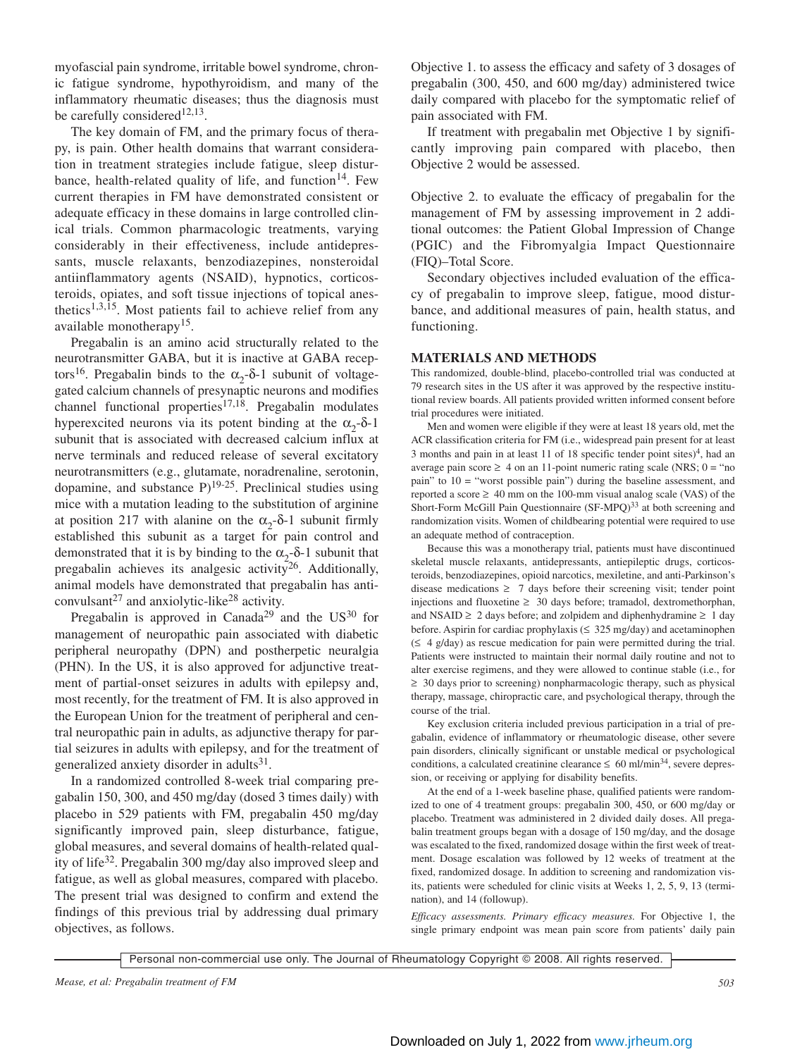myofascial pain syndrome, irritable bowel syndrome, chronic fatigue syndrome, hypothyroidism, and many of the inflammatory rheumatic diseases; thus the diagnosis must be carefully considered[12,13].

The key domain of FM, and the primary focus of therapy, is pain. Other health domains that warrant consideration in treatment strategies include fatigue, sleep disturbance, health-related quality of life, and function[14]. Few current therapies in FM have demonstrated consistent or adequate efficacy in these domains in large controlled clinical trials. Common pharmacologic treatments, varying considerably in their effectiveness, include antidepressants, muscle relaxants, benzodiazepines, nonsteroidal antiinflammatory agents (NSAID), hypnotics, corticosteroids, opiates, and soft tissue injections of topical anesthetics[1,3,15]. Most patients fail to achieve relief from any available monotherapy[15].

Pregabalin is an amino acid structurally related to the neurotransmitter GABA, but it is inactive at GABA receptors[16]. Pregabalin binds to the $\alpha_2$-δ-1 subunit of voltage-gated calcium channels of presynaptic neurons and modifies channel functional properties[17,18]. Pregabalin modulates hyperexcited neurons via its potent binding at the $\alpha_2$-δ-1 subunit that is associated with decreased calcium influx at nerve terminals and reduced release of several excitatory neurotransmitters (e.g., glutamate, noradrenaline, serotonin, dopamine, and substance P)[19-25]. Preclinical studies using mice with a mutation leading to the substitution of arginine at position 217 with alanine on the $\alpha_2$-δ-1 subunit firmly established this subunit as a target for pain control and demonstrated that it is by binding to the $\alpha_2$-δ-1 subunit that pregabalin achieves its analgesic activity[26]. Additionally, animal models have demonstrated that pregabalin has anticonvulsant[27] and anxiolytic-like[28] activity.

Pregabalin is approved in Canada[29] and the US[30] for management of neuropathic pain associated with diabetic peripheral neuropathy (DPN) and postherpetic neuralgia (PHN). In the US, it is also approved for adjunctive treatment of partial-onset seizures in adults with epilepsy and, most recently, for the treatment of FM. It is also approved in the European Union for the treatment of peripheral and central neuropathic pain in adults, as adjunctive therapy for partial seizures in adults with epilepsy, and for the treatment of generalized anxiety disorder in adults[31].

In a randomized controlled 8-week trial comparing pregabalin 150, 300, and 450 mg/day (dosed 3 times daily) with placebo in 529 patients with FM, pregabalin 450 mg/day significantly improved pain, sleep disturbance, fatigue, global measures, and several domains of health-related quality of life[32]. Pregabalin 300 mg/day also improved sleep and fatigue, as well as global measures, compared with placebo. The present trial was designed to confirm and extend the findings of this previous trial by addressing dual primary objectives, as follows.

Objective 1. to assess the efficacy and safety of 3 dosages of pregabalin (300, 450, and 600 mg/day) administered twice daily compared with placebo for the symptomatic relief of pain associated with FM.

If treatment with pregabalin met Objective 1 by significantly improving pain compared with placebo, then Objective 2 would be assessed.

Objective 2. to evaluate the efficacy of pregabalin for the management of FM by assessing improvement in 2 additional outcomes: the Patient Global Impression of Change (PGIC) and the Fibromyalgia Impact Questionnaire (FIQ)–Total Score.

Secondary objectives included evaluation of the efficacy of pregabalin to improve sleep, fatigue, mood disturbance, and additional measures of pain, health status, and functioning.

## MATERIALS AND METHODS

This randomized, double-blind, placebo-controlled trial was conducted at 79 research sites in the US after it was approved by the respective institutional review boards. All patients provided written informed consent before trial procedures were initiated.

Men and women were eligible if they were at least 18 years old, met the ACR classification criteria for FM (i.e., widespread pain present for at least 3 months and pain in at least 11 of 18 specific tender point sites)[4], had an average pain score ≥ 4 on an 11-point numeric rating scale (NRS; 0 = "no pain" to 10 = "worst possible pain") during the baseline assessment, and reported a score ≥ 40 mm on the 100-mm visual analog scale (VAS) of the Short-Form McGill Pain Questionnaire (SF-MPQ)[33] at both screening and randomization visits. Women of childbearing potential were required to use an adequate method of contraception.

Because this was a monotherapy trial, patients must have discontinued skeletal muscle relaxants, antidepressants, antiepileptic drugs, corticosteroids, benzodiazepines, opioid narcotics, mexiletine, and anti-Parkinson's disease medications ≥ 7 days before their screening visit; tender point injections and fluoxetine ≥ 30 days before; tramadol, dextromethorphan, and NSAID ≥ 2 days before; and zolpidem and diphenhydramine ≥ 1 day before. Aspirin for cardiac prophylaxis (≤ 325 mg/day) and acetaminophen (≤ 4 g/day) as rescue medication for pain were permitted during the trial. Patients were instructed to maintain their normal daily routine and not to alter exercise regimens, and they were allowed to continue stable (i.e., for ≥ 30 days prior to screening) nonpharmacologic therapy, such as physical therapy, massage, chiropractic care, and psychological therapy, through the course of the trial.

Key exclusion criteria included previous participation in a trial of pregabalin, evidence of inflammatory or rheumatologic disease, other severe pain disorders, clinically significant or unstable medical or psychological conditions, a calculated creatinine clearance ≤ 60 ml/min[34], severe depression, or receiving or applying for disability benefits.

At the end of a 1-week baseline phase, qualified patients were randomized to one of 4 treatment groups: pregabalin 300, 450, or 600 mg/day or placebo. Treatment was administered in 2 divided daily doses. All pregabalin treatment groups began with a dosage of 150 mg/day, and the dosage was escalated to the fixed, randomized dosage within the first week of treatment. Dosage escalation was followed by 12 weeks of treatment at the fixed, randomized dosage. In addition to screening and randomization visits, patients were scheduled for clinic visits at Weeks 1, 2, 5, 9, 13 (termination), and 14 (followup).

*Efficacy assessments. Primary efficacy measures.* For Objective 1, the single primary endpoint was mean pain score from patients' daily pain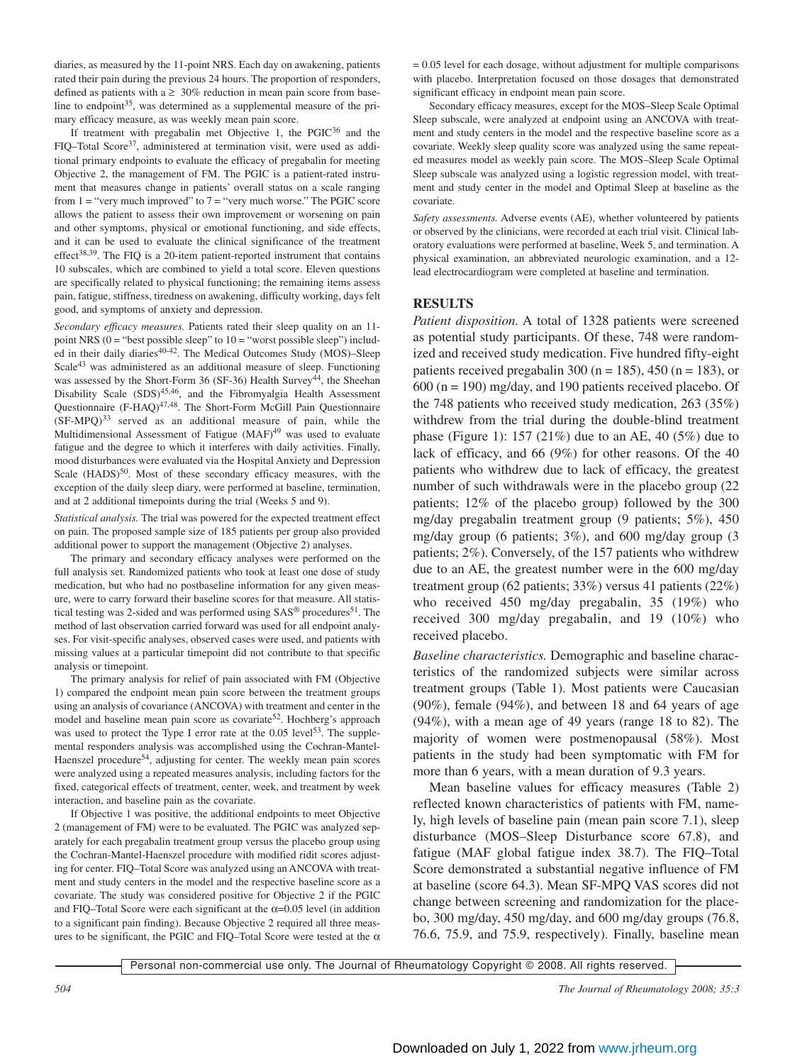diaries, as measured by the 11-point NRS. Each day on awakening, patients rated their pain during the previous 24 hours. The proportion of responders, defined as patients with a ≥ 30% reduction in mean pain score from baseline to endpoint[35], was determined as a supplemental measure of the primary efficacy measure, as was weekly mean pain score.

If treatment with pregabalin met Objective 1, the PGIC[36] and the FIQ–Total Score[37], administered at termination visit, were used as additional primary endpoints to evaluate the efficacy of pregabalin for meeting Objective 2, the management of FM. The PGIC is a patient-rated instrument that measures change in patients' overall status on a scale ranging from 1 = "very much improved" to 7 = "very much worse." The PGIC score allows the patient to assess their own improvement or worsening on pain and other symptoms, physical or emotional functioning, and side effects, and it can be used to evaluate the clinical significance of the treatment effect[38,39]. The FIQ is a 20-item patient-reported instrument that contains 10 subscales, which are combined to yield a total score. Eleven questions are specifically related to physical functioning; the remaining items assess pain, fatigue, stiffness, tiredness on awakening, difficulty working, days felt good, and symptoms of anxiety and depression.

*Secondary efficacy measures.* Patients rated their sleep quality on an 11-point NRS (0 = "best possible sleep" to 10 = "worst possible sleep") included in their daily diaries[40-42]. The Medical Outcomes Study (MOS)–Sleep Scale[43] was administered as an additional measure of sleep. Functioning was assessed by the Short-Form 36 (SF-36) Health Survey[44], the Sheehan Disability Scale (SDS)[45,46], and the Fibromyalgia Health Assessment Questionnaire (F-HAQ)[47,48]. The Short-Form McGill Pain Questionnaire (SF-MPQ)[33] served as an additional measure of pain, while the Multidimensional Assessment of Fatigue (MAF)[49] was used to evaluate fatigue and the degree to which it interferes with daily activities. Finally, mood disturbances were evaluated via the Hospital Anxiety and Depression Scale (HADS)[50]. Most of these secondary efficacy measures, with the exception of the daily sleep diary, were performed at baseline, termination, and at 2 additional timepoints during the trial (Weeks 5 and 9).

*Statistical analysis.* The trial was powered for the expected treatment effect on pain. The proposed sample size of 185 patients per group also provided additional power to support the management (Objective 2) analyses.

The primary and secondary efficacy analyses were performed on the full analysis set. Randomized patients who took at least one dose of study medication, but who had no postbaseline information for any given measure, were to carry forward their baseline scores for that measure. All statistical testing was 2-sided and was performed using SAS® procedures[51]. The method of last observation carried forward was used for all endpoint analyses. For visit-specific analyses, observed cases were used, and patients with missing values at a particular timepoint did not contribute to that specific analysis or timepoint.

The primary analysis for relief of pain associated with FM (Objective 1) compared the endpoint mean pain score between the treatment groups using an analysis of covariance (ANCOVA) with treatment and center in the model and baseline mean pain score as covariate[52]. Hochberg's approach was used to protect the Type I error rate at the 0.05 level[53]. The supplemental responders analysis was accomplished using the Cochran-Mantel-Haenszel procedure[54], adjusting for center. The weekly mean pain scores were analyzed using a repeated measures analysis, including factors for the fixed, categorical effects of treatment, center, week, and treatment by week interaction, and baseline pain as the covariate.

If Objective 1 was positive, the additional endpoints to meet Objective 2 (management of FM) were to be evaluated. The PGIC was analyzed separately for each pregabalin treatment group versus the placebo group using the Cochran-Mantel-Haenszel procedure with modified ridit scores adjusting for center. FIQ–Total Score was analyzed using an ANCOVA with treatment and study centers in the model and the respective baseline score as a covariate. The study was considered positive for Objective 2 if the PGIC and FIQ–Total Score were each significant at the $\alpha$=0.05 level (in addition to a significant pain finding). Because Objective 2 required all three measures to be significant, the PGIC and FIQ–Total Score were tested at the $\alpha$ = 0.05 level for each dosage, without adjustment for multiple comparisons with placebo. Interpretation focused on those dosages that demonstrated significant efficacy in endpoint mean pain score.

Secondary efficacy measures, except for the MOS–Sleep Scale Optimal Sleep subscale, were analyzed at endpoint using an ANCOVA with treatment and study centers in the model and the respective baseline score as a covariate. Weekly sleep quality score was analyzed using the same repeated measures model as weekly pain score. The MOS–Sleep Scale Optimal Sleep subscale was analyzed using a logistic regression model, with treatment and study center in the model and Optimal Sleep at baseline as the covariate.

*Safety assessments.* Adverse events (AE), whether volunteered by patients or observed by the clinicians, were recorded at each trial visit. Clinical laboratory evaluations were performed at baseline, Week 5, and termination. A physical examination, an abbreviated neurologic examination, and a 12-lead electrocardiogram were completed at baseline and termination.

## RESULTS

*Patient disposition.* A total of 1328 patients were screened as potential study participants. Of these, 748 were randomized and received study medication. Five hundred fifty-eight patients received pregabalin 300 (n = 185), 450 (n = 183), or 600 (n = 190) mg/day, and 190 patients received placebo. Of the 748 patients who received study medication, 263 (35%) withdrew from the trial during the double-blind treatment phase (Figure 1): 157 (21%) due to an AE, 40 (5%) due to lack of efficacy, and 66 (9%) for other reasons. Of the 40 patients who withdrew due to lack of efficacy, the greatest number of such withdrawals were in the placebo group (22 patients; 12% of the placebo group) followed by the 300 mg/day pregabalin treatment group (9 patients; 5%), 450 mg/day group (6 patients; 3%), and 600 mg/day group (3 patients; 2%). Conversely, of the 157 patients who withdrew due to an AE, the greatest number were in the 600 mg/day treatment group (62 patients; 33%) versus 41 patients (22%) who received 450 mg/day pregabalin, 35 (19%) who received 300 mg/day pregabalin, and 19 (10%) who received placebo.

*Baseline characteristics.* Demographic and baseline characteristics of the randomized subjects were similar across treatment groups (Table 1). Most patients were Caucasian (90%), female (94%), and between 18 and 64 years of age (94%), with a mean age of 49 years (range 18 to 82). The majority of women were postmenopausal (58%). Most patients in the study had been symptomatic with FM for more than 6 years, with a mean duration of 9.3 years.

Mean baseline values for efficacy measures (Table 2) reflected known characteristics of patients with FM, namely, high levels of baseline pain (mean pain score 7.1), sleep disturbance (MOS–Sleep Disturbance score 67.8), and fatigue (MAF global fatigue index 38.7). The FIQ–Total Score demonstrated a substantial negative influence of FM at baseline (score 64.3). Mean SF-MPQ VAS scores did not change between screening and randomization for the placebo, 300 mg/day, 450 mg/day, and 600 mg/day groups (76.8, 76.6, 75.9, and 75.9, respectively). Finally, baseline mean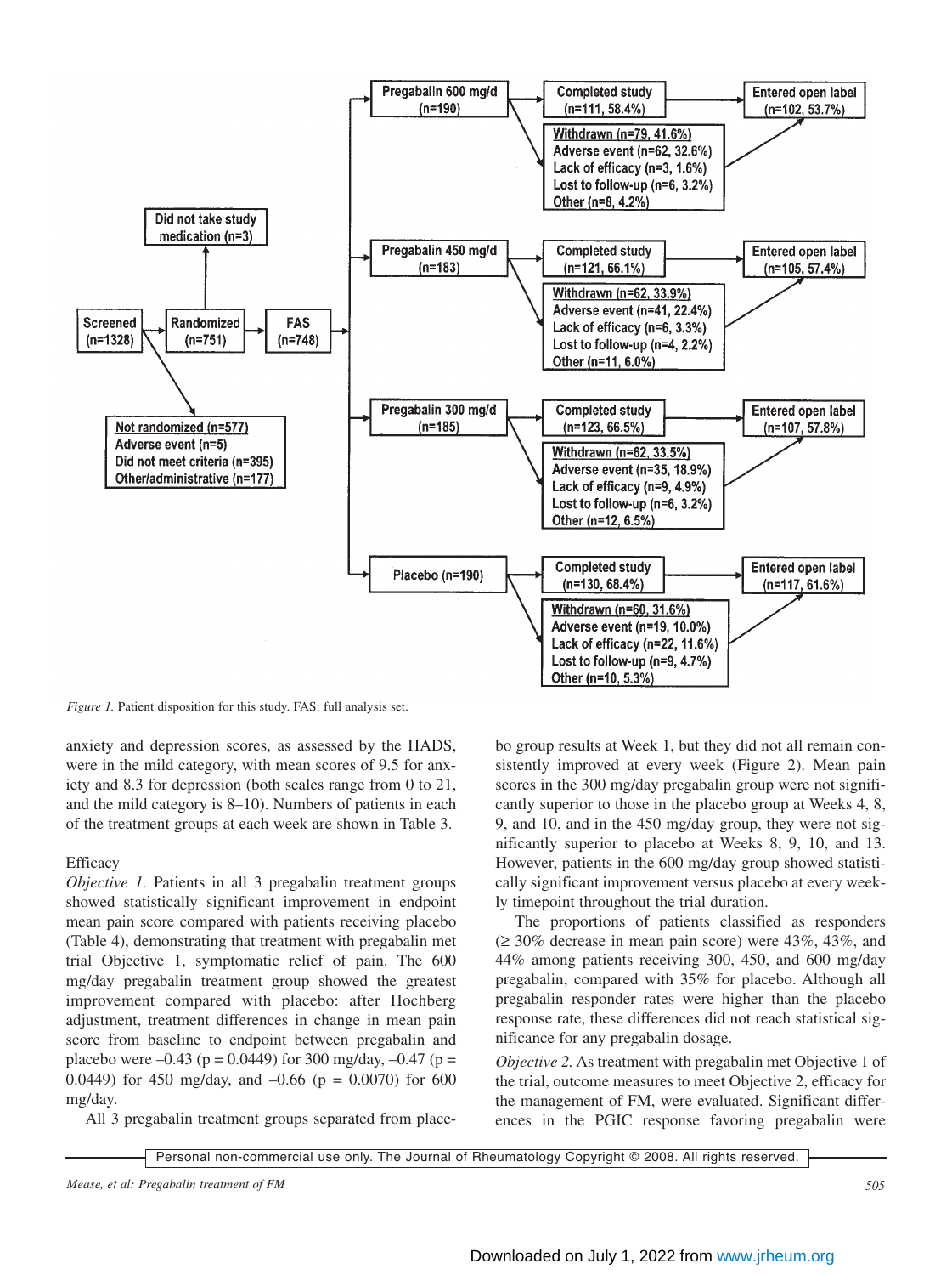Screened (n=1328) → Randomized (n=751) → FAS (n=748)

Did not take study medication (n=3)

Not randomized (n=577)
Adverse event (n=5)
Did not meet criteria (n=395)
Other/administrative (n=177)

**Pregabalin 600 mg/d (n=190)**
- Completed study (n=111, 58.4%) → Entered open label (n=102, 53.7%)
- Withdrawn (n=79, 41.6%)
  - Adverse event (n=62, 32.6%)
  - Lack of efficacy (n=3, 1.6%)
  - Lost to follow-up (n=6, 3.2%)
  - Other (n=8, 4.2%)

**Pregabalin 450 mg/d (n=183)**
- Completed study (n=121, 66.1%) → Entered open label (n=105, 57.4%)
- Withdrawn (n=62, 33.9%)
  - Adverse event (n=41, 22.4%)
  - Lack of efficacy (n=6, 3.3%)
  - Lost to follow-up (n=4, 2.2%)
  - Other (n=11, 6.0%)

**Pregabalin 300 mg/d (n=185)**
- Completed study (n=123, 66.5%) → Entered open label (n=107, 57.8%)
- Withdrawn (n=62, 33.5%)
  - Adverse event (n=35, 18.9%)
  - Lack of efficacy (n=9, 4.9%)
  - Lost to follow-up (n=6, 3.2%)
  - Other (n=12, 6.5%)

**Placebo (n=190)**
- Completed study (n=130, 68.4%) → Entered open label (n=117, 61.6%)
- Withdrawn (n=60, 31.6%)
  - Adverse event (n=19, 10.0%)
  - Lack of efficacy (n=22, 11.6%)
  - Lost to follow-up (n=9, 4.7%)
  - Other (n=10, 5.3%)

*Figure 1.* Patient disposition for this study. FAS: full analysis set.

anxiety and depression scores, as assessed by the HADS, were in the mild category, with mean scores of 9.5 for anxiety and 8.3 for depression (both scales range from 0 to 21, and the mild category is 8–10). Numbers of patients in each of the treatment groups at each week are shown in Table 3.

Efficacy

*Objective 1.* Patients in all 3 pregabalin treatment groups showed statistically significant improvement in endpoint mean pain score compared with patients receiving placebo (Table 4), demonstrating that treatment with pregabalin met trial Objective 1, symptomatic relief of pain. The 600 mg/day pregabalin treatment group showed the greatest improvement compared with placebo: after Hochberg adjustment, treatment differences in change in mean pain score from baseline to endpoint between pregabalin and placebo were –0.43 ($p = 0.0449$) for 300 mg/day, –0.47 ($p = 0.0449$) for 450 mg/day, and –0.66 ($p = 0.0070$) for 600 mg/day.

All 3 pregabalin treatment groups separated from placebo group results at Week 1, but they did not all remain consistently improved at every week (Figure 2). Mean pain scores in the 300 mg/day pregabalin group were not significantly superior to those in the placebo group at Weeks 4, 8, 9, and 10, and in the 450 mg/day group, they were not significantly superior to placebo at Weeks 8, 9, 10, and 13. However, patients in the 600 mg/day group showed statistically significant improvement versus placebo at every weekly timepoint throughout the trial duration.

The proportions of patients classified as responders (≥ 30% decrease in mean pain score) were 43%, 43%, and 44% among patients receiving 300, 450, and 600 mg/day pregabalin, compared with 35% for placebo. Although all pregabalin responder rates were higher than the placebo response rate, these differences did not reach statistical significance for any pregabalin dosage.

*Objective 2.* As treatment with pregabalin met Objective 1 of the trial, outcome measures to meet Objective 2, efficacy for the management of FM, were evaluated. Significant differences in the PGIC response favoring pregabalin were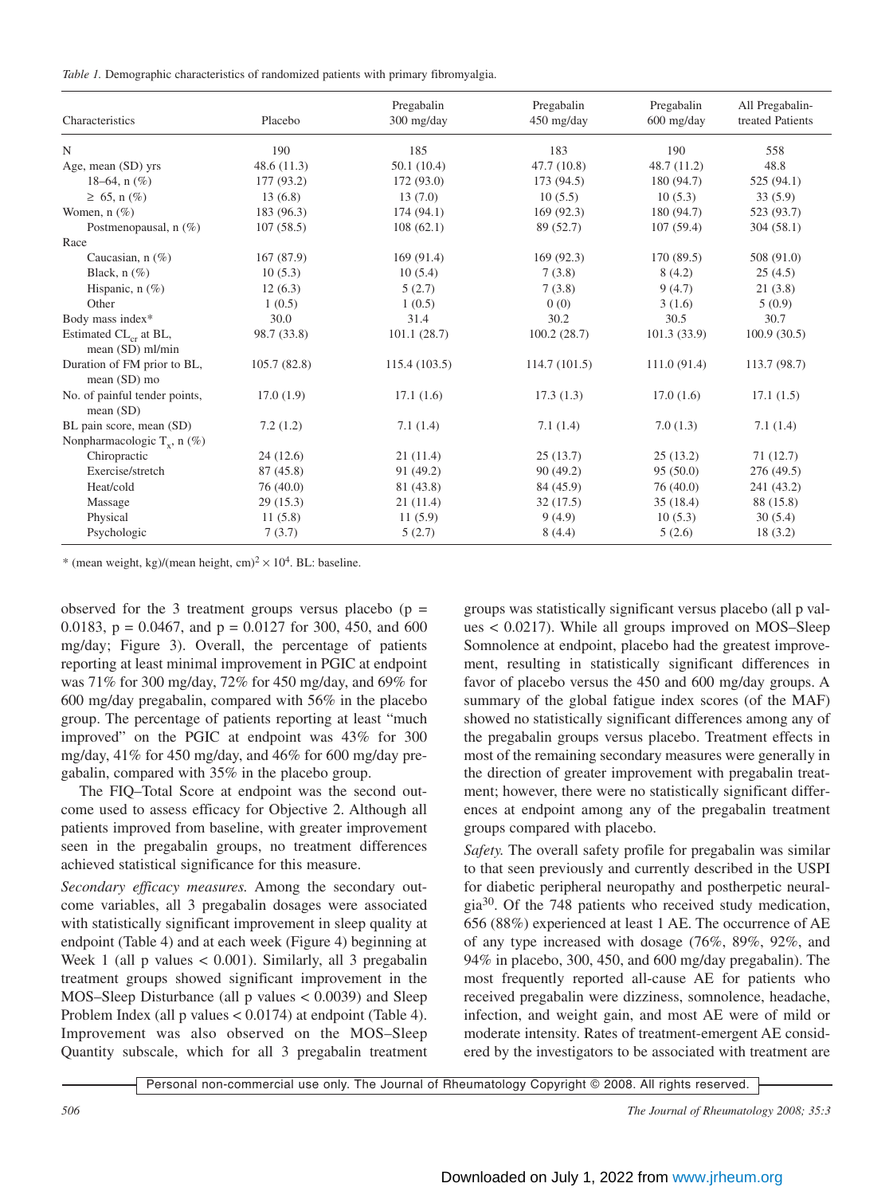*Table 1.* Demographic characteristics of randomized patients with primary fibromyalgia.

| Characteristics | Placebo | Pregabalin 300 mg/day | Pregabalin 450 mg/day | Pregabalin 600 mg/day | All Pregabalin-treated Patients |
|---|---|---|---|---|---|
| N | 190 | 185 | 183 | 190 | 558 |
| Age, mean (SD) yrs | 48.6 (11.3) | 50.1 (10.4) | 47.7 (10.8) | 48.7 (11.2) | 48.8 |
| 18–64, n (%) | 177 (93.2) | 172 (93.0) | 173 (94.5) | 180 (94.7) | 525 (94.1) |
| ≥ 65, n (%) | 13 (6.8) | 13 (7.0) | 10 (5.5) | 10 (5.3) | 33 (5.9) |
| Women, n (%) | 183 (96.3) | 174 (94.1) | 169 (92.3) | 180 (94.7) | 523 (93.7) |
| Postmenopausal, n (%) | 107 (58.5) | 108 (62.1) | 89 (52.7) | 107 (59.4) | 304 (58.1) |
| Race | | | | | |
| Caucasian, n (%) | 167 (87.9) | 169 (91.4) | 169 (92.3) | 170 (89.5) | 508 (91.0) |
| Black, n (%) | 10 (5.3) | 10 (5.4) | 7 (3.8) | 8 (4.2) | 25 (4.5) |
| Hispanic, n (%) | 12 (6.3) | 5 (2.7) | 7 (3.8) | 9 (4.7) | 21 (3.8) |
| Other | 1 (0.5) | 1 (0.5) | 0 (0) | 3 (1.6) | 5 (0.9) |
| Body mass index* | 30.0 | 31.4 | 30.2 | 30.5 | 30.7 |
| Estimated $CL_{cr}$ at BL, mean (SD) ml/min | 98.7 (33.8) | 101.1 (28.7) | 100.2 (28.7) | 101.3 (33.9) | 100.9 (30.5) |
| Duration of FM prior to BL, mean (SD) mo | 105.7 (82.8) | 115.4 (103.5) | 114.7 (101.5) | 111.0 (91.4) | 113.7 (98.7) |
| No. of painful tender points, mean (SD) | 17.0 (1.9) | 17.1 (1.6) | 17.3 (1.3) | 17.0 (1.6) | 17.1 (1.5) |
| BL pain score, mean (SD) | 7.2 (1.2) | 7.1 (1.4) | 7.1 (1.4) | 7.0 (1.3) | 7.1 (1.4) |
| Nonpharmacologic $T_x$, n (%) | | | | | |
| Chiropractic | 24 (12.6) | 21 (11.4) | 25 (13.7) | 25 (13.2) | 71 (12.7) |
| Exercise/stretch | 87 (45.8) | 91 (49.2) | 90 (49.2) | 95 (50.0) | 276 (49.5) |
| Heat/cold | 76 (40.0) | 81 (43.8) | 84 (45.9) | 76 (40.0) | 241 (43.2) |
| Massage | 29 (15.3) | 21 (11.4) | 32 (17.5) | 35 (18.4) | 88 (15.8) |
| Physical | 11 (5.8) | 11 (5.9) | 9 (4.9) | 10 (5.3) | 30 (5.4) |
| Psychologic | 7 (3.7) | 5 (2.7) | 8 (4.4) | 5 (2.6) | 18 (3.2) |

\* (mean weight, kg)/(mean height, cm)$^2 \times 10^4$. BL: baseline.

observed for the 3 treatment groups versus placebo (p = 0.0183, p = 0.0467, and p = 0.0127 for 300, 450, and 600 mg/day; Figure 3). Overall, the percentage of patients reporting at least minimal improvement in PGIC at endpoint was 71% for 300 mg/day, 72% for 450 mg/day, and 69% for 600 mg/day pregabalin, compared with 56% in the placebo group. The percentage of patients reporting at least "much improved" on the PGIC at endpoint was 43% for 300 mg/day, 41% for 450 mg/day, and 46% for 600 mg/day pregabalin, compared with 35% in the placebo group.

The FIQ–Total Score at endpoint was the second outcome used to assess efficacy for Objective 2. Although all patients improved from baseline, with greater improvement seen in the pregabalin groups, no treatment differences achieved statistical significance for this measure.

*Secondary efficacy measures.* Among the secondary outcome variables, all 3 pregabalin dosages were associated with statistically significant improvement in sleep quality at endpoint (Table 4) and at each week (Figure 4) beginning at Week 1 (all p values < 0.001). Similarly, all 3 pregabalin treatment groups showed significant improvement in the MOS–Sleep Disturbance (all p values < 0.0039) and Sleep Problem Index (all p values < 0.0174) at endpoint (Table 4). Improvement was also observed on the MOS–Sleep Quantity subscale, which for all 3 pregabalin treatment groups was statistically significant versus placebo (all p values < 0.0217). While all groups improved on MOS–Sleep Somnolence at endpoint, placebo had the greatest improvement, resulting in statistically significant differences in favor of placebo versus the 450 and 600 mg/day groups. A summary of the global fatigue index scores (of the MAF) showed no statistically significant differences among any of the pregabalin groups versus placebo. Treatment effects in most of the remaining secondary measures were generally in the direction of greater improvement with pregabalin treatment; however, there were no statistically significant differences at endpoint among any of the pregabalin treatment groups compared with placebo.

*Safety.* The overall safety profile for pregabalin was similar to that seen previously and currently described in the USPI for diabetic peripheral neuropathy and postherpetic neuralgia[30]. Of the 748 patients who received study medication, 656 (88%) experienced at least 1 AE. The occurrence of AE of any type increased with dosage (76%, 89%, 92%, and 94% in placebo, 300, 450, and 600 mg/day pregabalin). The most frequently reported all-cause AE for patients who received pregabalin were dizziness, somnolence, headache, infection, and weight gain, and most AE were of mild or moderate intensity. Rates of treatment-emergent AE considered by the investigators to be associated with treatment are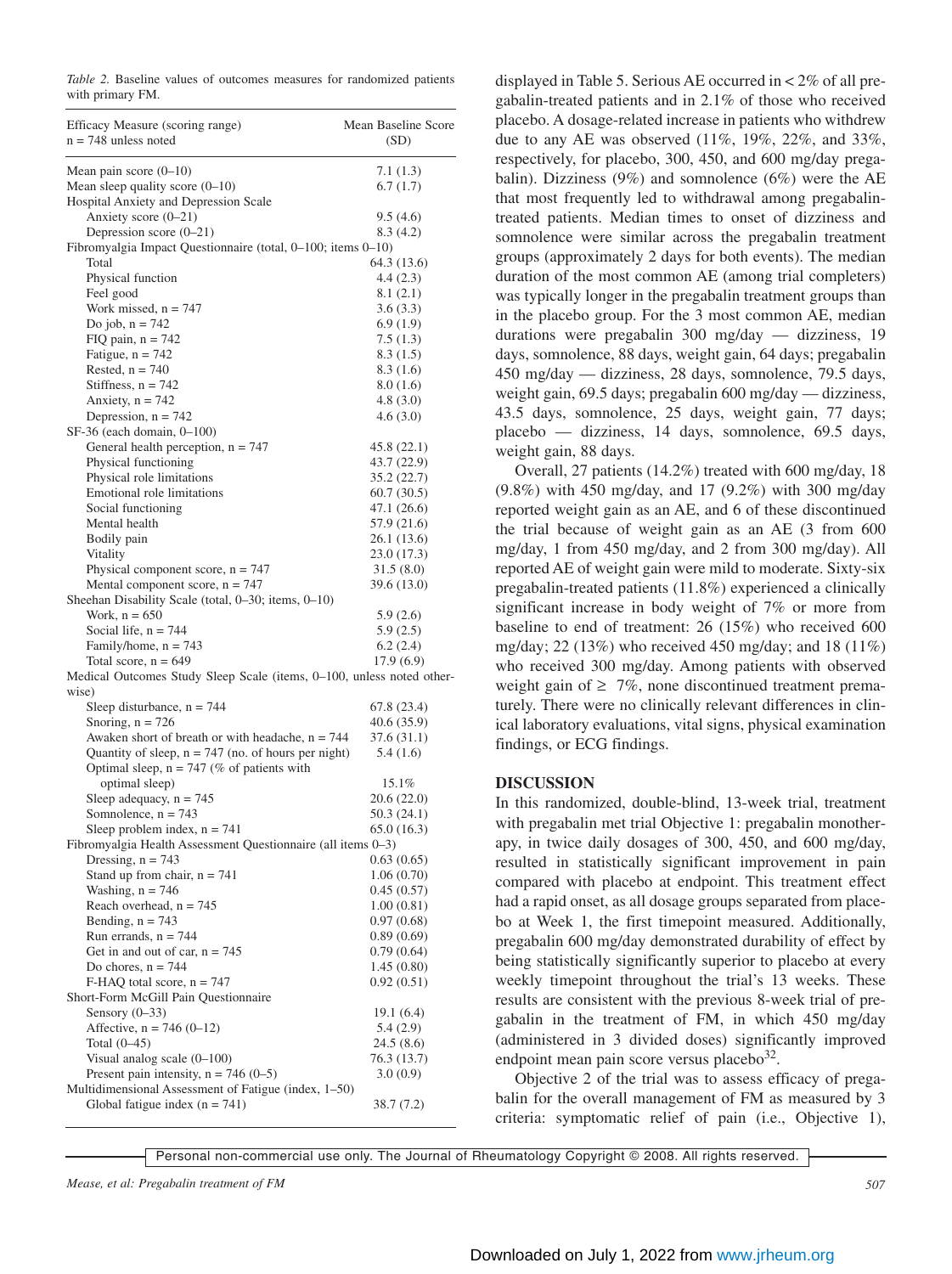*Table 2.* Baseline values of outcomes measures for randomized patients with primary FM.

| Efficacy Measure (scoring range) n = 748 unless noted | Mean Baseline Score (SD) |
|---|---|
| Mean pain score (0–10) | 7.1 (1.3) |
| Mean sleep quality score (0–10) | 6.7 (1.7) |
| Hospital Anxiety and Depression Scale | |
| Anxiety score (0–21) | 9.5 (4.6) |
| Depression score (0–21) | 8.3 (4.2) |
| Fibromyalgia Impact Questionnaire (total, 0–100; items 0–10) | |
| Total | 64.3 (13.6) |
| Physical function | 4.4 (2.3) |
| Feel good | 8.1 (2.1) |
| Work missed, n = 747 | 3.6 (3.3) |
| Do job, n = 742 | 6.9 (1.9) |
| FIQ pain, n = 742 | 7.5 (1.3) |
| Fatigue, n = 742 | 8.3 (1.5) |
| Rested, n = 740 | 8.3 (1.6) |
| Stiffness, n = 742 | 8.0 (1.6) |
| Anxiety, n = 742 | 4.8 (3.0) |
| Depression, n = 742 | 4.6 (3.0) |
| SF-36 (each domain, 0–100) | |
| General health perception, n = 747 | 45.8 (22.1) |
| Physical functioning | 43.7 (22.9) |
| Physical role limitations | 35.2 (22.7) |
| Emotional role limitations | 60.7 (30.5) |
| Social functioning | 47.1 (26.6) |
| Mental health | 57.9 (21.6) |
| Bodily pain | 26.1 (13.6) |
| Vitality | 23.0 (17.3) |
| Physical component score, n = 747 | 31.5 (8.0) |
| Mental component score, n = 747 | 39.6 (13.0) |
| Sheehan Disability Scale (total, 0–30; items, 0–10) | |
| Work, n = 650 | 5.9 (2.6) |
| Social life, n = 744 | 5.9 (2.5) |
| Family/home, n = 743 | 6.2 (2.4) |
| Total score, n = 649 | 17.9 (6.9) |
| Medical Outcomes Study Sleep Scale (items, 0–100, unless noted otherwise) | |
| Sleep disturbance, n = 744 | 67.8 (23.4) |
| Snoring, n = 726 | 40.6 (35.9) |
| Awaken short of breath or with headache, n = 744 | 37.6 (31.1) |
| Quantity of sleep, n = 747 (no. of hours per night) | 5.4 (1.6) |
| Optimal sleep, n = 747 (% of patients with optimal sleep) | 15.1% |
| Sleep adequacy, n = 745 | 20.6 (22.0) |
| Somnolence, n = 743 | 50.3 (24.1) |
| Sleep problem index, n = 741 | 65.0 (16.3) |
| Fibromyalgia Health Assessment Questionnaire (all items 0–3) | |
| Dressing, n = 743 | 0.63 (0.65) |
| Stand up from chair, n = 741 | 1.06 (0.70) |
| Washing, n = 746 | 0.45 (0.57) |
| Reach overhead, n = 745 | 1.00 (0.81) |
| Bending, n = 743 | 0.97 (0.68) |
| Run errands, n = 744 | 0.89 (0.69) |
| Get in and out of car, n = 745 | 0.79 (0.64) |
| Do chores, n = 744 | 1.45 (0.80) |
| F-HAQ total score, n = 747 | 0.92 (0.51) |
| Short-Form McGill Pain Questionnaire | |
| Sensory (0–33) | 19.1 (6.4) |
| Affective, n = 746 (0–12) | 5.4 (2.9) |
| Total (0–45) | 24.5 (8.6) |
| Visual analog scale (0–100) | 76.3 (13.7) |
| Present pain intensity, n = 746 (0–5) | 3.0 (0.9) |
| Multidimensional Assessment of Fatigue (index, 1–50) | |
| Global fatigue index (n = 741) | 38.7 (7.2) |

displayed in Table 5. Serious AE occurred in < 2% of all pregabalin-treated patients and in 2.1% of those who received placebo. A dosage-related increase in patients who withdrew due to any AE was observed (11%, 19%, 22%, and 33%, respectively, for placebo, 300, 450, and 600 mg/day pregabalin). Dizziness (9%) and somnolence (6%) were the AE that most frequently led to withdrawal among pregabalin-treated patients. Median times to onset of dizziness and somnolence were similar across the pregabalin treatment groups (approximately 2 days for both events). The median duration of the most common AE (among trial completers) was typically longer in the pregabalin treatment groups than in the placebo group. For the 3 most common AE, median durations were pregabalin 300 mg/day — dizziness, 19 days, somnolence, 88 days, weight gain, 64 days; pregabalin 450 mg/day — dizziness, 28 days, somnolence, 79.5 days, weight gain, 69.5 days; pregabalin 600 mg/day — dizziness, 43.5 days, somnolence, 25 days, weight gain, 77 days; placebo — dizziness, 14 days, somnolence, 69.5 days, weight gain, 88 days.

Overall, 27 patients (14.2%) treated with 600 mg/day, 18 (9.8%) with 450 mg/day, and 17 (9.2%) with 300 mg/day reported weight gain as an AE, and 6 of these discontinued the trial because of weight gain as an AE (3 from 600 mg/day, 1 from 450 mg/day, and 2 from 300 mg/day). All reported AE of weight gain were mild to moderate. Sixty-six pregabalin-treated patients (11.8%) experienced a clinically significant increase in body weight of 7% or more from baseline to end of treatment: 26 (15%) who received 600 mg/day; 22 (13%) who received 450 mg/day; and 18 (11%) who received 300 mg/day. Among patients with observed weight gain of ≥ 7%, none discontinued treatment prematurely. There were no clinically relevant differences in clinical laboratory evaluations, vital signs, physical examination findings, or ECG findings.

## DISCUSSION

In this randomized, double-blind, 13-week trial, treatment with pregabalin met trial Objective 1: pregabalin monotherapy, in twice daily dosages of 300, 450, and 600 mg/day, resulted in statistically significant improvement in pain compared with placebo at endpoint. This treatment effect had a rapid onset, as all dosage groups separated from placebo at Week 1, the first timepoint measured. Additionally, pregabalin 600 mg/day demonstrated durability of effect by being statistically significantly superior to placebo at every weekly timepoint throughout the trial's 13 weeks. These results are consistent with the previous 8-week trial of pregabalin in the treatment of FM, in which 450 mg/day (administered in 3 divided doses) significantly improved endpoint mean pain score versus placebo[32].

Objective 2 of the trial was to assess efficacy of pregabalin for the overall management of FM as measured by 3 criteria: symptomatic relief of pain (i.e., Objective 1),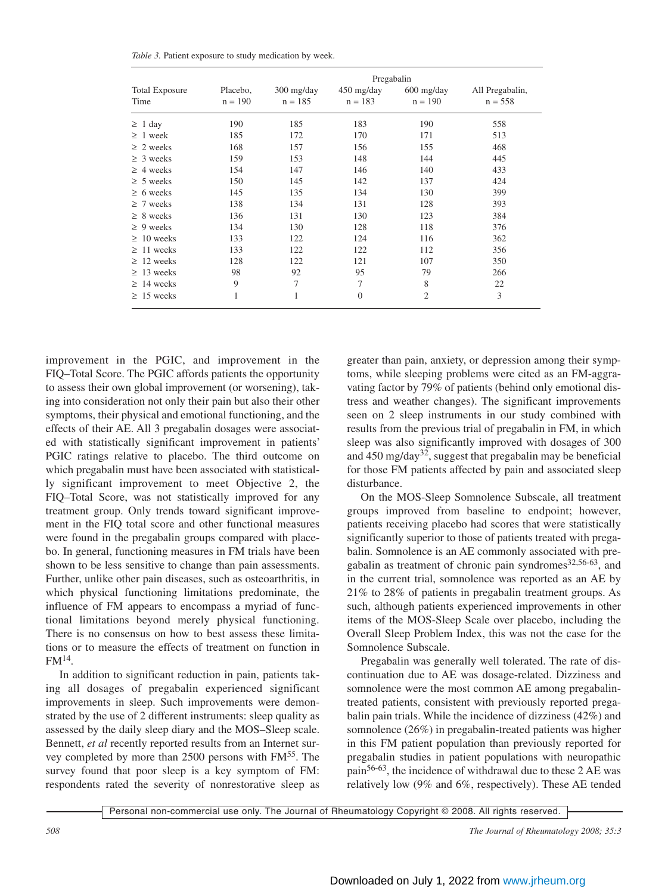*Table 3.* Patient exposure to study medication by week.

| Total Exposure Time | Placebo, n = 190 | Pregabalin 300 mg/day n = 185 | 450 mg/day n = 183 | 600 mg/day n = 190 | All Pregabalin, n = 558 |
|---|---|---|---|---|---|
| ≥ 1 day | 190 | 185 | 183 | 190 | 558 |
| ≥ 1 week | 185 | 172 | 170 | 171 | 513 |
| ≥ 2 weeks | 168 | 157 | 156 | 155 | 468 |
| ≥ 3 weeks | 159 | 153 | 148 | 144 | 445 |
| ≥ 4 weeks | 154 | 147 | 146 | 140 | 433 |
| ≥ 5 weeks | 150 | 145 | 142 | 137 | 424 |
| ≥ 6 weeks | 145 | 135 | 134 | 130 | 399 |
| ≥ 7 weeks | 138 | 134 | 131 | 128 | 393 |
| ≥ 8 weeks | 136 | 131 | 130 | 123 | 384 |
| ≥ 9 weeks | 134 | 130 | 128 | 118 | 376 |
| ≥ 10 weeks | 133 | 122 | 124 | 116 | 362 |
| ≥ 11 weeks | 133 | 122 | 122 | 112 | 356 |
| ≥ 12 weeks | 128 | 122 | 121 | 107 | 350 |
| ≥ 13 weeks | 98 | 92 | 95 | 79 | 266 |
| ≥ 14 weeks | 9 | 7 | 7 | 8 | 22 |
| ≥ 15 weeks | 1 | 1 | 0 | 2 | 3 |

improvement in the PGIC, and improvement in the FIQ–Total Score. The PGIC affords patients the opportunity to assess their own global improvement (or worsening), taking into consideration not only their pain but also their other symptoms, their physical and emotional functioning, and the effects of their AE. All 3 pregabalin dosages were associated with statistically significant improvement in patients' PGIC ratings relative to placebo. The third outcome on which pregabalin must have been associated with statistically significant improvement to meet Objective 2, the FIQ–Total Score, was not statistically improved for any treatment group. Only trends toward significant improvement in the FIQ total score and other functional measures were found in the pregabalin groups compared with placebo. In general, functioning measures in FM trials have been shown to be less sensitive to change than pain assessments. Further, unlike other pain diseases, such as osteoarthritis, in which physical functioning limitations predominate, the influence of FM appears to encompass a myriad of functional limitations beyond merely physical functioning. There is no consensus on how to best assess these limitations or to measure the effects of treatment on function in FM[14].

In addition to significant reduction in pain, patients taking all dosages of pregabalin experienced significant improvements in sleep. Such improvements were demonstrated by the use of 2 different instruments: sleep quality as assessed by the daily sleep diary and the MOS–Sleep scale. Bennett, *et al* recently reported results from an Internet survey completed by more than 2500 persons with FM[55]. The survey found that poor sleep is a key symptom of FM: respondents rated the severity of nonrestorative sleep as greater than pain, anxiety, or depression among their symptoms, while sleeping problems were cited as an FM-aggravating factor by 79% of patients (behind only emotional distress and weather changes). The significant improvements seen on 2 sleep instruments in our study combined with results from the previous trial of pregabalin in FM, in which sleep was also significantly improved with dosages of 300 and 450 mg/day[32], suggest that pregabalin may be beneficial for those FM patients affected by pain and associated sleep disturbance.

On the MOS-Sleep Somnolence Subscale, all treatment groups improved from baseline to endpoint; however, patients receiving placebo had scores that were statistically significantly superior to those of patients treated with pregabalin. Somnolence is an AE commonly associated with pregabalin as treatment of chronic pain syndromes[32,56-63], and in the current trial, somnolence was reported as an AE by 21% to 28% of patients in pregabalin treatment groups. As such, although patients experienced improvements in other items of the MOS-Sleep Scale over placebo, including the Overall Sleep Problem Index, this was not the case for the Somnolence Subscale.

Pregabalin was generally well tolerated. The rate of discontinuation due to AE was dosage-related. Dizziness and somnolence were the most common AE among pregabalin-treated patients, consistent with previously reported pregabalin pain trials. While the incidence of dizziness (42%) and somnolence (26%) in pregabalin-treated patients was higher in this FM patient population than previously reported for pregabalin studies in patient populations with neuropathic pain[56-63], the incidence of withdrawal due to these 2 AE was relatively low (9% and 6%, respectively). These AE tended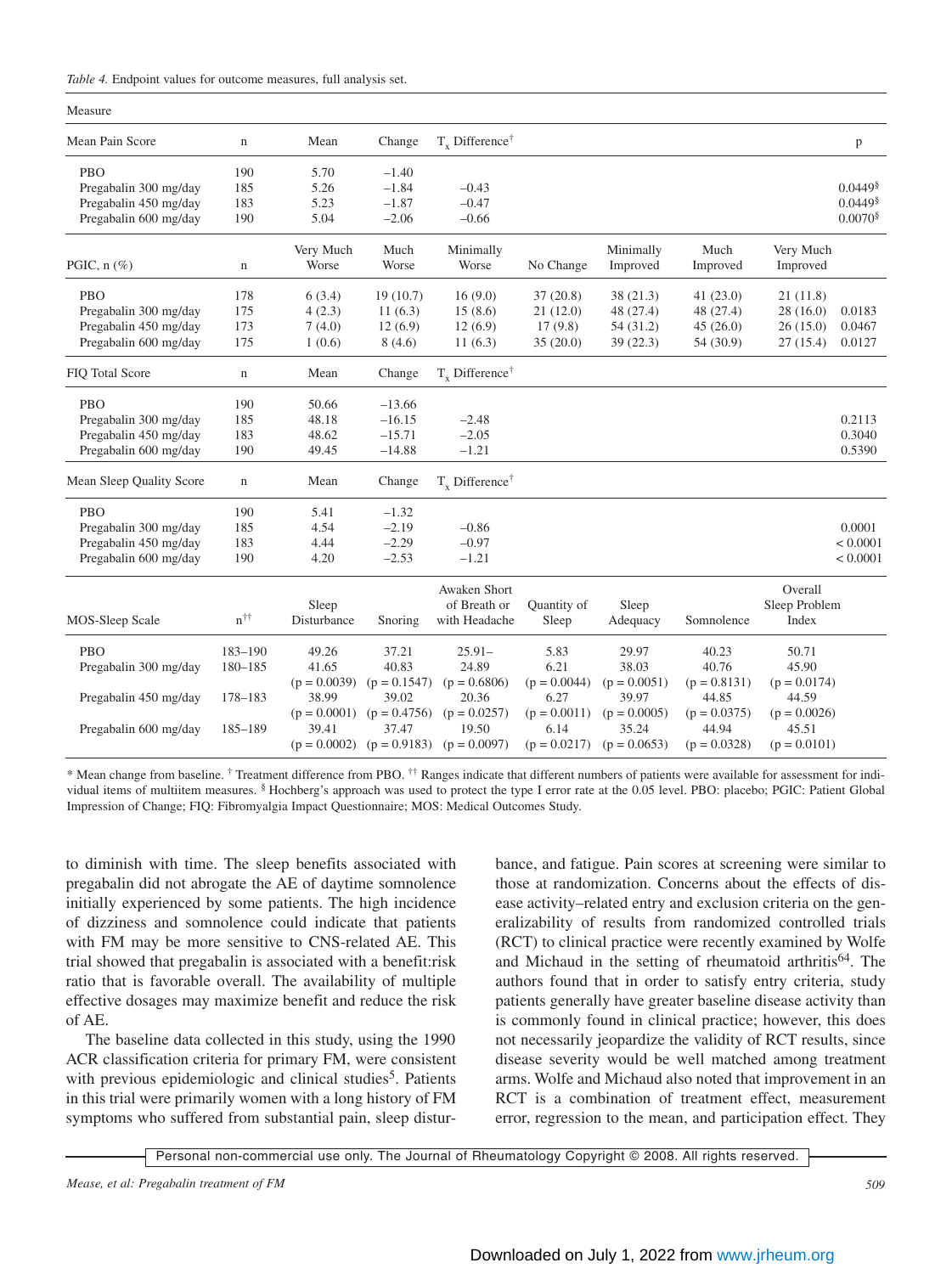*Table 4.* Endpoint values for outcome measures, full analysis set.

| Measure | | | | | | | | | |
|---|---|---|---|---|---|---|---|---|---|
| **Mean Pain Score** | n | Mean | Change | $T_x$ Difference† | | | | | p |
| PBO | 190 | 5.70 | −1.40 | | | | | | |
| Pregabalin 300 mg/day | 185 | 5.26 | −1.84 | −0.43 | | | | | 0.0449§ |
| Pregabalin 450 mg/day | 183 | 5.23 | −1.87 | −0.47 | | | | | 0.0449§ |
| Pregabalin 600 mg/day | 190 | 5.04 | −2.06 | −0.66 | | | | | 0.0070§ |
| **PGIC, n (%)** | n | Very Much Worse | Much Worse | Minimally Worse | No Change | Minimally Improved | Much Improved | Very Much Improved | |
| PBO | 178 | 6 (3.4) | 19 (10.7) | 16 (9.0) | 37 (20.8) | 38 (21.3) | 41 (23.0) | 21 (11.8) | |
| Pregabalin 300 mg/day | 175 | 4 (2.3) | 11 (6.3) | 15 (8.6) | 21 (12.0) | 48 (27.4) | 48 (27.4) | 28 (16.0) | 0.0183 |
| Pregabalin 450 mg/day | 173 | 7 (4.0) | 12 (6.9) | 12 (6.9) | 17 (9.8) | 54 (31.2) | 45 (26.0) | 26 (15.0) | 0.0467 |
| Pregabalin 600 mg/day | 175 | 1 (0.6) | 8 (4.6) | 11 (6.3) | 35 (20.0) | 39 (22.3) | 54 (30.9) | 27 (15.4) | 0.0127 |
| **FIQ Total Score** | n | Mean | Change | $T_x$ Difference† | | | | | |
| PBO | 190 | 50.66 | −13.66 | | | | | | |
| Pregabalin 300 mg/day | 185 | 48.18 | −16.15 | −2.48 | | | | | 0.2113 |
| Pregabalin 450 mg/day | 183 | 48.62 | −15.71 | −2.05 | | | | | 0.3040 |
| Pregabalin 600 mg/day | 190 | 49.45 | −14.88 | −1.21 | | | | | 0.5390 |
| **Mean Sleep Quality Score** | n | Mean | Change | $T_x$ Difference† | | | | | |
| PBO | 190 | 5.41 | −1.32 | | | | | | |
| Pregabalin 300 mg/day | 185 | 4.54 | −2.19 | −0.86 | | | | | 0.0001 |
| Pregabalin 450 mg/day | 183 | 4.44 | −2.29 | −0.97 | | | | | < 0.0001 |
| Pregabalin 600 mg/day | 190 | 4.20 | −2.53 | −1.21 | | | | | < 0.0001 |
| **MOS-Sleep Scale** | n†† | Sleep Disturbance | Snoring | Awaken Short of Breath or with Headache | Quantity of Sleep | Sleep Adequacy | Somnolence | Overall Sleep Problem Index | |
| PBO | 183–190 | 49.26 | 37.21 | 25.91– | 5.83 | 29.97 | 40.23 | 50.71 | |
| Pregabalin 300 mg/day | 180–185 | 41.65 (p = 0.0039) | 40.83 (p = 0.1547) | 24.89 (p = 0.6806) | 6.21 (p = 0.0044) | 38.03 (p = 0.0051) | 40.76 (p = 0.8131) | 45.90 (p = 0.0174) | |
| Pregabalin 450 mg/day | 178–183 | 38.99 (p = 0.0001) | 39.02 (p = 0.4756) | 20.36 (p = 0.0257) | 6.27 (p = 0.0011) | 39.97 (p = 0.0005) | 44.85 (p = 0.0375) | 44.59 (p = 0.0026) | |
| Pregabalin 600 mg/day | 185–189 | 39.41 (p = 0.0002) | 37.47 (p = 0.9183) | 19.50 (p = 0.0097) | 6.14 (p = 0.0217) | 35.24 (p = 0.0653) | 44.94 (p = 0.0328) | 45.51 (p = 0.0101) | |

* Mean change from baseline. † Treatment difference from PBO. †† Ranges indicate that different numbers of patients were available for assessment for individual items of multiitem measures. § Hochberg's approach was used to protect the type I error rate at the 0.05 level. PBO: placebo; PGIC: Patient Global Impression of Change; FIQ: Fibromyalgia Impact Questionnaire; MOS: Medical Outcomes Study.

to diminish with time. The sleep benefits associated with pregabalin did not abrogate the AE of daytime somnolence initially experienced by some patients. The high incidence of dizziness and somnolence could indicate that patients with FM may be more sensitive to CNS-related AE. This trial showed that pregabalin is associated with a benefit:risk ratio that is favorable overall. The availability of multiple effective dosages may maximize benefit and reduce the risk of AE.

The baseline data collected in this study, using the 1990 ACR classification criteria for primary FM, were consistent with previous epidemiologic and clinical studies[5]. Patients in this trial were primarily women with a long history of FM symptoms who suffered from substantial pain, sleep disturbance, and fatigue. Pain scores at screening were similar to those at randomization. Concerns about the effects of disease activity–related entry and exclusion criteria on the generalizability of results from randomized controlled trials (RCT) to clinical practice were recently examined by Wolfe and Michaud in the setting of rheumatoid arthritis[64]. The authors found that in order to satisfy entry criteria, study patients generally have greater baseline disease activity than is commonly found in clinical practice; however, this does not necessarily jeopardize the validity of RCT results, since disease severity would be well matched among treatment arms. Wolfe and Michaud also noted that improvement in an RCT is a combination of treatment effect, measurement error, regression to the mean, and participation effect. They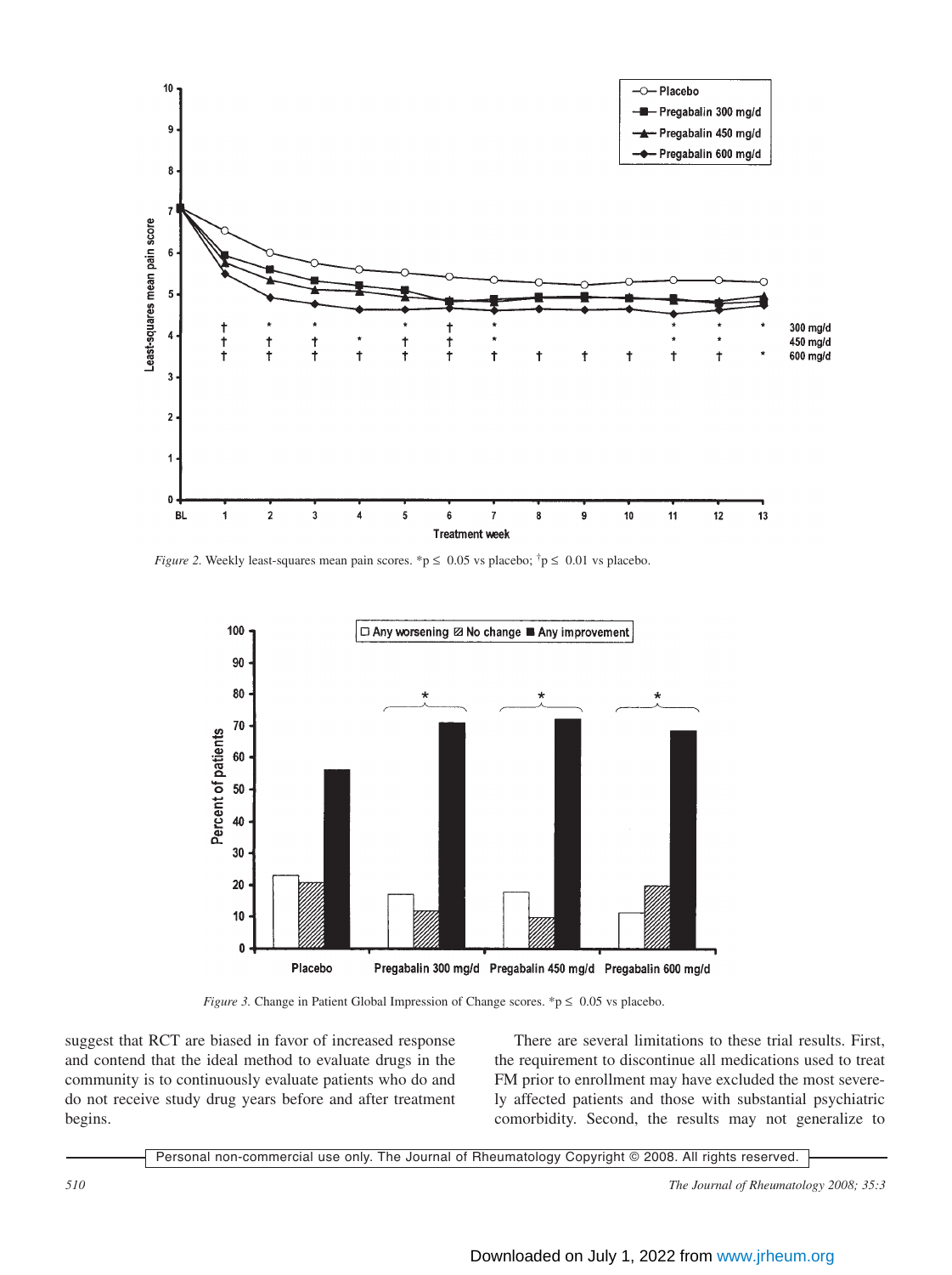*Figure 2.* Weekly least-squares mean pain scores. *p ≤ 0.05 vs placebo; †p ≤ 0.01 vs placebo.

*Figure 3.* Change in Patient Global Impression of Change scores. *p ≤ 0.05 vs placebo.

suggest that RCT are biased in favor of increased response and contend that the ideal method to evaluate drugs in the community is to continuously evaluate patients who do and do not receive study drug years before and after treatment begins.

There are several limitations to these trial results. First, the requirement to discontinue all medications used to treat FM prior to enrollment may have excluded the most severely affected patients and those with substantial psychiatric comorbidity. Second, the results may not generalize to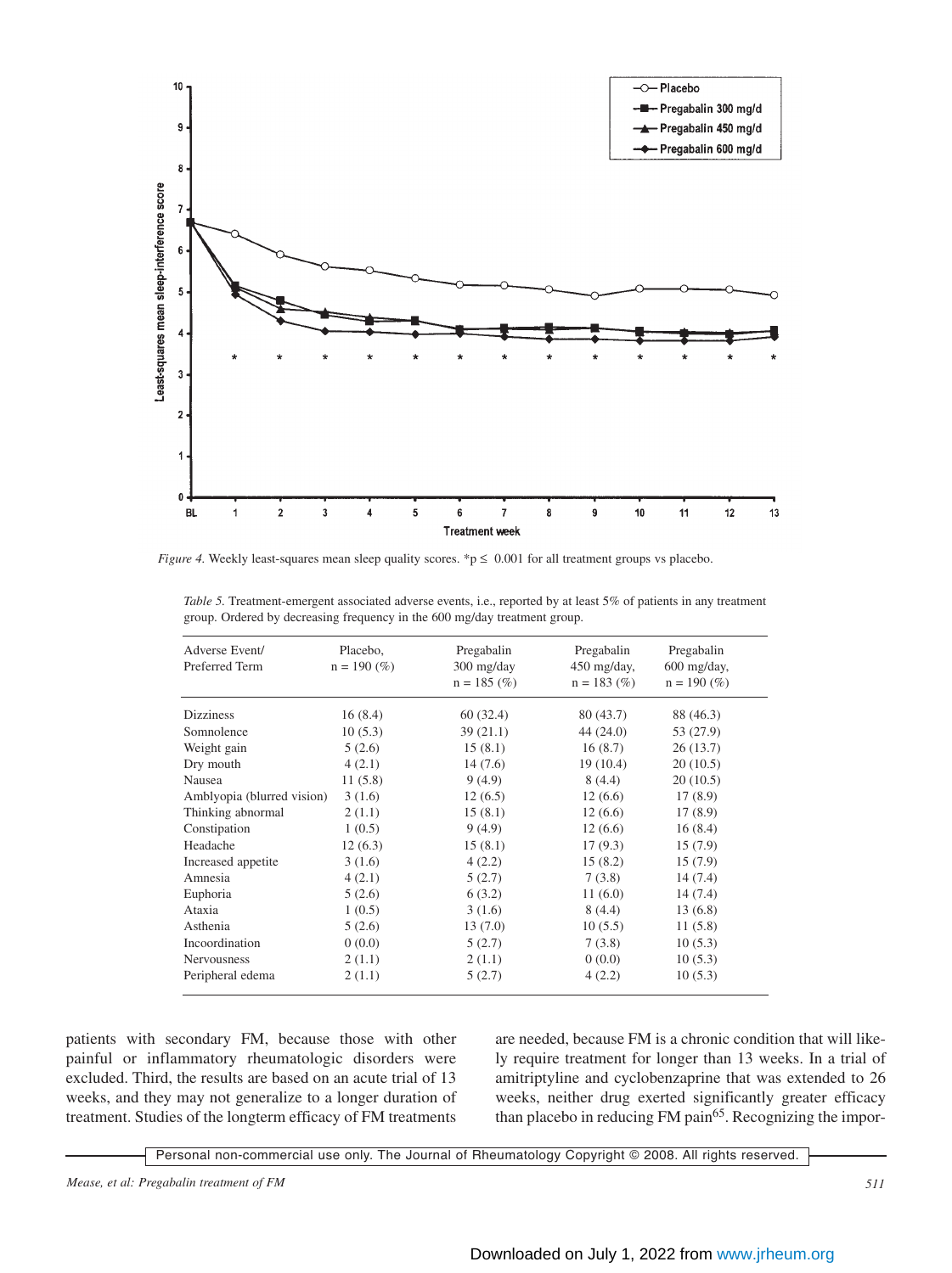*Figure 4.* Weekly least-squares mean sleep quality scores. *p ≤ 0.001 for all treatment groups vs placebo.

*Table 5.* Treatment-emergent associated adverse events, i.e., reported by at least 5% of patients in any treatment group. Ordered by decreasing frequency in the 600 mg/day treatment group.

| Adverse Event/ Preferred Term | Placebo, n = 190 (%) | Pregabalin 300 mg/day n = 185 (%) | Pregabalin 450 mg/day, n = 183 (%) | Pregabalin 600 mg/day, n = 190 (%) |
|---|---|---|---|---|
| Dizziness | 16 (8.4) | 60 (32.4) | 80 (43.7) | 88 (46.3) |
| Somnolence | 10 (5.3) | 39 (21.1) | 44 (24.0) | 53 (27.9) |
| Weight gain | 5 (2.6) | 15 (8.1) | 16 (8.7) | 26 (13.7) |
| Dry mouth | 4 (2.1) | 14 (7.6) | 19 (10.4) | 20 (10.5) |
| Nausea | 11 (5.8) | 9 (4.9) | 8 (4.4) | 20 (10.5) |
| Amblyopia (blurred vision) | 3 (1.6) | 12 (6.5) | 12 (6.6) | 17 (8.9) |
| Thinking abnormal | 2 (1.1) | 15 (8.1) | 12 (6.6) | 17 (8.9) |
| Constipation | 1 (0.5) | 9 (4.9) | 12 (6.6) | 16 (8.4) |
| Headache | 12 (6.3) | 15 (8.1) | 17 (9.3) | 15 (7.9) |
| Increased appetite | 3 (1.6) | 4 (2.2) | 15 (8.2) | 15 (7.9) |
| Amnesia | 4 (2.1) | 5 (2.7) | 7 (3.8) | 14 (7.4) |
| Euphoria | 5 (2.6) | 6 (3.2) | 11 (6.0) | 14 (7.4) |
| Ataxia | 1 (0.5) | 3 (1.6) | 8 (4.4) | 13 (6.8) |
| Asthenia | 5 (2.6) | 13 (7.0) | 10 (5.5) | 11 (5.8) |
| Incoordination | 0 (0.0) | 5 (2.7) | 7 (3.8) | 10 (5.3) |
| Nervousness | 2 (1.1) | 2 (1.1) | 0 (0.0) | 10 (5.3) |
| Peripheral edema | 2 (1.1) | 5 (2.7) | 4 (2.2) | 10 (5.3) |

patients with secondary FM, because those with other painful or inflammatory rheumatologic disorders were excluded. Third, the results are based on an acute trial of 13 weeks, and they may not generalize to a longer duration of treatment. Studies of the longterm efficacy of FM treatments are needed, because FM is a chronic condition that will likely require treatment for longer than 13 weeks. In a trial of amitriptyline and cyclobenzaprine that was extended to 26 weeks, neither drug exerted significantly greater efficacy than placebo in reducing FM pain[65]. Recognizing the impor-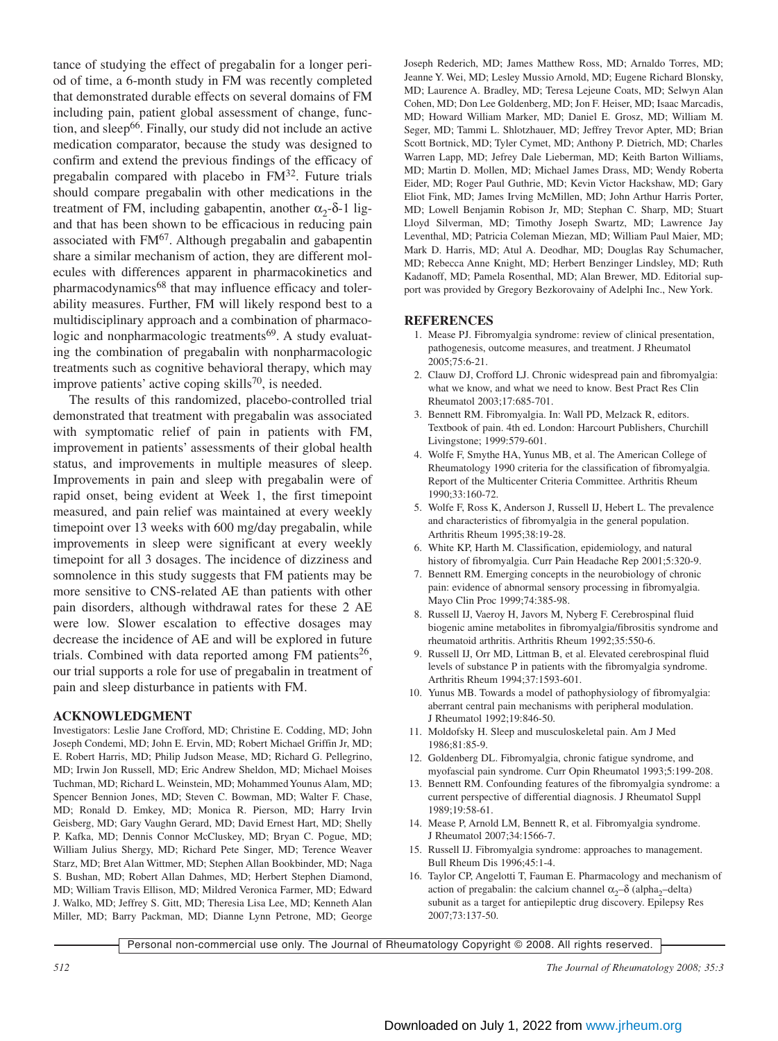tance of studying the effect of pregabalin for a longer period of time, a 6-month study in FM was recently completed that demonstrated durable effects on several domains of FM including pain, patient global assessment of change, function, and sleep[66]. Finally, our study did not include an active medication comparator, because the study was designed to confirm and extend the previous findings of the efficacy of pregabalin compared with placebo in FM[32]. Future trials should compare pregabalin with other medications in the treatment of FM, including gabapentin, another $\alpha_2$-δ-1 ligand that has been shown to be efficacious in reducing pain associated with FM[67]. Although pregabalin and gabapentin share a similar mechanism of action, they are different molecules with differences apparent in pharmacokinetics and pharmacodynamics[68] that may influence efficacy and tolerability measures. Further, FM will likely respond best to a multidisciplinary approach and a combination of pharmacologic and nonpharmacologic treatments[69]. A study evaluating the combination of pregabalin with nonpharmacologic treatments such as cognitive behavioral therapy, which may improve patients' active coping skills[70], is needed.

The results of this randomized, placebo-controlled trial demonstrated that treatment with pregabalin was associated with symptomatic relief of pain in patients with FM, improvement in patients' assessments of their global health status, and improvements in multiple measures of sleep. Improvements in pain and sleep with pregabalin were of rapid onset, being evident at Week 1, the first timepoint measured, and pain relief was maintained at every weekly timepoint over 13 weeks with 600 mg/day pregabalin, while improvements in sleep were significant at every weekly timepoint for all 3 dosages. The incidence of dizziness and somnolence in this study suggests that FM patients may be more sensitive to CNS-related AE than patients with other pain disorders, although withdrawal rates for these 2 AE were low. Slower escalation to effective dosages may decrease the incidence of AE and will be explored in future trials. Combined with data reported among FM patients[26], our trial supports a role for use of pregabalin in treatment of pain and sleep disturbance in patients with FM.

## ACKNOWLEDGMENT

Investigators: Leslie Jane Crofford, MD; Christine E. Codding, MD; John Joseph Condemi, MD; John E. Ervin, MD; Robert Michael Griffin Jr, MD; E. Robert Harris, MD; Philip Judson Mease, MD; Richard G. Pellegrino, MD; Irwin Jon Russell, MD; Eric Andrew Sheldon, MD; Michael Moises Tuchman, MD; Richard L. Weinstein, MD; Mohammed Younus Alam, MD; Spencer Bennion Jones, MD; Steven C. Bowman, MD; Walter F. Chase, MD; Ronald D. Emkey, MD; Monica R. Pierson, MD; Harry Irvin Geisberg, MD; Gary Vaughn Gerard, MD; David Ernest Hart, MD; Shelly P. Kafka, MD; Dennis Connor McCluskey, MD; Bryan C. Pogue, MD; William Julius Shergy, MD; Richard Pete Singer, MD; Terence Weaver Starz, MD; Bret Alan Wittmer, MD; Stephen Allan Bookbinder, MD; Naga S. Bushan, MD; Robert Allan Dahmes, MD; Herbert Stephen Diamond, MD; William Travis Ellison, MD; Mildred Veronica Farmer, MD; Edward J. Walko, MD; Jeffrey S. Gitt, MD; Theresia Lisa Lee, MD; Kenneth Alan Miller, MD; Barry Packman, MD; Dianne Lynn Petrone, MD; George Joseph Rederich, MD; James Matthew Ross, MD; Arnaldo Torres, MD; Jeanne Y. Wei, MD; Lesley Mussio Arnold, MD; Eugene Richard Blonsky, MD; Laurence A. Bradley, MD; Teresa Lejeune Coats, MD; Selwyn Alan Cohen, MD; Don Lee Goldenberg, MD; Jon F. Heiser, MD; Isaac Marcadis, MD; Howard William Marker, MD; Daniel E. Grosz, MD; William M. Seger, MD; Tammi L. Shlotzhauer, MD; Jeffrey Trevor Apter, MD; Brian Scott Bortnick, MD; Tyler Cymet, MD; Anthony P. Dietrich, MD; Charles Warren Lapp, MD; Jefrey Dale Lieberman, MD; Keith Barton Williams, MD; Martin D. Mollen, MD; Michael James Drass, MD; Wendy Roberta Eider, MD; Roger Paul Guthrie, MD; Kevin Victor Hackshaw, MD; Gary Eliot Fink, MD; James Irving McMillen, MD; John Arthur Harris Porter, MD; Lowell Benjamin Robison Jr, MD; Stephan C. Sharp, MD; Stuart Lloyd Silverman, MD; Timothy Joseph Swartz, MD; Lawrence Jay Leventhal, MD; Patricia Coleman Miezan, MD; William Paul Maier, MD; Mark D. Harris, MD; Atul A. Deodhar, MD; Douglas Ray Schumacher, MD; Rebecca Anne Knight, MD; Herbert Benzinger Lindsley, MD; Ruth Kadanoff, MD; Pamela Rosenthal, MD; Alan Brewer, MD. Editorial support was provided by Gregory Bezkorovainy of Adelphi Inc., New York.

## REFERENCES

1. Mease PJ. Fibromyalgia syndrome: review of clinical presentation, pathogenesis, outcome measures, and treatment. J Rheumatol 2005;75:6-21.
2. Clauw DJ, Crofford LJ. Chronic widespread pain and fibromyalgia: what we know, and what we need to know. Best Pract Res Clin Rheumatol 2003;17:685-701.
3. Bennett RM. Fibromyalgia. In: Wall PD, Melzack R, editors. Textbook of pain. 4th ed. London: Harcourt Publishers, Churchill Livingstone; 1999:579-601.
4. Wolfe F, Smythe HA, Yunus MB, et al. The American College of Rheumatology 1990 criteria for the classification of fibromyalgia. Report of the Multicenter Criteria Committee. Arthritis Rheum 1990;33:160-72.
5. Wolfe F, Ross K, Anderson J, Russell IJ, Hebert L. The prevalence and characteristics of fibromyalgia in the general population. Arthritis Rheum 1995;38:19-28.
6. White KP, Harth M. Classification, epidemiology, and natural history of fibromyalgia. Curr Pain Headache Rep 2001;5:320-9.
7. Bennett RM. Emerging concepts in the neurobiology of chronic pain: evidence of abnormal sensory processing in fibromyalgia. Mayo Clin Proc 1999;74:385-98.
8. Russell IJ, Vaeroy H, Javors M, Nyberg F. Cerebrospinal fluid biogenic amine metabolites in fibromyalgia/fibrositis syndrome and rheumatoid arthritis. Arthritis Rheum 1992;35:550-6.
9. Russell IJ, Orr MD, Littman B, et al. Elevated cerebrospinal fluid levels of substance P in patients with the fibromyalgia syndrome. Arthritis Rheum 1994;37:1593-601.
10. Yunus MB. Towards a model of pathophysiology of fibromyalgia: aberrant central pain mechanisms with peripheral modulation. J Rheumatol 1992;19:846-50.
11. Moldofsky H. Sleep and musculoskeletal pain. Am J Med 1986;81:85-9.
12. Goldenberg DL. Fibromyalgia, chronic fatigue syndrome, and myofascial pain syndrome. Curr Opin Rheumatol 1993;5:199-208.
13. Bennett RM. Confounding features of the fibromyalgia syndrome: a current perspective of differential diagnosis. J Rheumatol Suppl 1989;19:58-61.
14. Mease P, Arnold LM, Bennett R, et al. Fibromyalgia syndrome. J Rheumatol 2007;34:1566-7.
15. Russell IJ. Fibromyalgia syndrome: approaches to management. Bull Rheum Dis 1996;45:1-4.
16. Taylor CP, Angelotti T, Fauman E. Pharmacology and mechanism of action of pregabalin: the calcium channel $\alpha_2$–δ (alpha$_2$–delta) subunit as a target for antiepileptic drug discovery. Epilepsy Res 2007;73:137-50.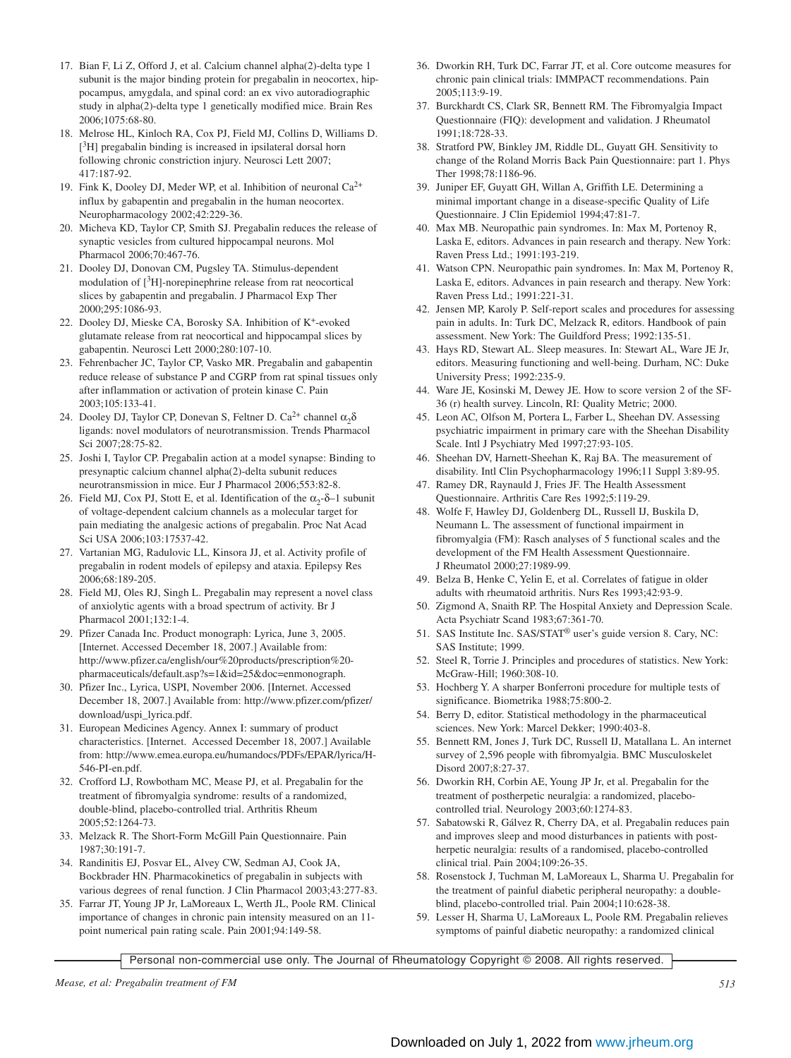17. Bian F, Li Z, Offord J, et al. Calcium channel alpha(2)-delta type 1 subunit is the major binding protein for pregabalin in neocortex, hippocampus, amygdala, and spinal cord: an ex vivo autoradiographic study in alpha(2)-delta type 1 genetically modified mice. Brain Res 2006;1075:68-80.
18. Melrose HL, Kinloch RA, Cox PJ, Field MJ, Collins D, Williams D. [$^3$H] pregabalin binding is increased in ipsilateral dorsal horn following chronic constriction injury. Neurosci Lett 2007; 417:187-92.
19. Fink K, Dooley DJ, Meder WP, et al. Inhibition of neuronal $Ca^{2+}$ influx by gabapentin and pregabalin in the human neocortex. Neuropharmacology 2002;42:229-36.
20. Micheva KD, Taylor CP, Smith SJ. Pregabalin reduces the release of synaptic vesicles from cultured hippocampal neurons. Mol Pharmacol 2006;70:467-76.
21. Dooley DJ, Donovan CM, Pugsley TA. Stimulus-dependent modulation of [$^3$H]-norepinephrine release from rat neocortical slices by gabapentin and pregabalin. J Pharmacol Exp Ther 2000;295:1086-93.
22. Dooley DJ, Mieske CA, Borosky SA. Inhibition of $K^+$-evoked glutamate release from rat neocortical and hippocampal slices by gabapentin. Neurosci Lett 2000;280:107-10.
23. Fehrenbacher JC, Taylor CP, Vasko MR. Pregabalin and gabapentin reduce release of substance P and CGRP from rat spinal tissues only after inflammation or activation of protein kinase C. Pain 2003;105:133-41.
24. Dooley DJ, Taylor CP, Donevan S, Feltner D. $Ca^{2+}$ channel $\alpha_2\delta$ ligands: novel modulators of neurotransmission. Trends Pharmacol Sci 2007;28:75-82.
25. Joshi I, Taylor CP. Pregabalin action at a model synapse: Binding to presynaptic calcium channel alpha(2)-delta subunit reduces neurotransmission in mice. Eur J Pharmacol 2006;553:82-8.
26. Field MJ, Cox PJ, Stott E, et al. Identification of the $\alpha_2$-$\delta$–1 subunit of voltage-dependent calcium channels as a molecular target for pain mediating the analgesic actions of pregabalin. Proc Nat Acad Sci USA 2006;103:17537-42.
27. Vartanian MG, Radulovic LL, Kinsora JJ, et al. Activity profile of pregabalin in rodent models of epilepsy and ataxia. Epilepsy Res 2006;68:189-205.
28. Field MJ, Oles RJ, Singh L. Pregabalin may represent a novel class of anxiolytic agents with a broad spectrum of activity. Br J Pharmacol 2001;132:1-4.
29. Pfizer Canada Inc. Product monograph: Lyrica, June 3, 2005. [Internet. Accessed December 18, 2007.] Available from: http://www.pfizer.ca/english/our%20products/prescription%20-pharmaceuticals/default.asp?s=1&id=25&doc=enmonograph.
30. Pfizer Inc., Lyrica, USPI, November 2006. [Internet. Accessed December 18, 2007.] Available from: http://www.pfizer.com/pfizer/download/uspi_lyrica.pdf.
31. European Medicines Agency. Annex I: summary of product characteristics. [Internet. Accessed December 18, 2007.] Available from: http://www.emea.europa.eu/humandocs/PDFs/EPAR/lyrica/H-546-PI-en.pdf.
32. Crofford LJ, Rowbotham MC, Mease PJ, et al. Pregabalin for the treatment of fibromyalgia syndrome: results of a randomized, double-blind, placebo-controlled trial. Arthritis Rheum 2005;52:1264-73.
33. Melzack R. The Short-Form McGill Pain Questionnaire. Pain 1987;30:191-7.
34. Randinitis EJ, Posvar EL, Alvey CW, Sedman AJ, Cook JA, Bockbrader HN. Pharmacokinetics of pregabalin in subjects with various degrees of renal function. J Clin Pharmacol 2003;43:277-83.
35. Farrar JT, Young JP Jr, LaMoreaux L, Werth JL, Poole RM. Clinical importance of changes in chronic pain intensity measured on an 11-point numerical pain rating scale. Pain 2001;94:149-58.
36. Dworkin RH, Turk DC, Farrar JT, et al. Core outcome measures for chronic pain clinical trials: IMMPACT recommendations. Pain 2005;113:9-19.
37. Burckhardt CS, Clark SR, Bennett RM. The Fibromyalgia Impact Questionnaire (FIQ): development and validation. J Rheumatol 1991;18:728-33.
38. Stratford PW, Binkley JM, Riddle DL, Guyatt GH. Sensitivity to change of the Roland Morris Back Pain Questionnaire: part 1. Phys Ther 1998;78:1186-96.
39. Juniper EF, Guyatt GH, Willan A, Griffith LE. Determining a minimal important change in a disease-specific Quality of Life Questionnaire. J Clin Epidemiol 1994;47:81-7.
40. Max MB. Neuropathic pain syndromes. In: Max M, Portenoy R, Laska E, editors. Advances in pain research and therapy. New York: Raven Press Ltd.; 1991:193-219.
41. Watson CPN. Neuropathic pain syndromes. In: Max M, Portenoy R, Laska E, editors. Advances in pain research and therapy. New York: Raven Press Ltd.; 1991:221-31.
42. Jensen MP, Karoly P. Self-report scales and procedures for assessing pain in adults. In: Turk DC, Melzack R, editors. Handbook of pain assessment. New York: The Guildford Press; 1992:135-51.
43. Hays RD, Stewart AL. Sleep measures. In: Stewart AL, Ware JE Jr, editors. Measuring functioning and well-being. Durham, NC: Duke University Press; 1992:235-9.
44. Ware JE, Kosinski M, Dewey JE. How to score version 2 of the SF-36 (r) health survey. Lincoln, RI: Quality Metric; 2000.
45. Leon AC, Olfson M, Portera L, Farber L, Sheehan DV. Assessing psychiatric impairment in primary care with the Sheehan Disability Scale. Intl J Psychiatry Med 1997;27:93-105.
46. Sheehan DV, Harnett-Sheehan K, Raj BA. The measurement of disability. Intl Clin Psychopharmacology 1996;11 Suppl 3:89-95.
47. Ramey DR, Raynauld J, Fries JF. The Health Assessment Questionnaire. Arthritis Care Res 1992;5:119-29.
48. Wolfe F, Hawley DJ, Goldenberg DL, Russell IJ, Buskila D, Neumann L. The assessment of functional impairment in fibromyalgia (FM): Rasch analyses of 5 functional scales and the development of the FM Health Assessment Questionnaire. J Rheumatol 2000;27:1989-99.
49. Belza B, Henke C, Yelin E, et al. Correlates of fatigue in older adults with rheumatoid arthritis. Nurs Res 1993;42:93-9.
50. Zigmond A, Snaith RP. The Hospital Anxiety and Depression Scale. Acta Psychiatr Scand 1983;67:361-70.
51. SAS Institute Inc. SAS/STAT® user's guide version 8. Cary, NC: SAS Institute; 1999.
52. Steel R, Torrie J. Principles and procedures of statistics. New York: McGraw-Hill; 1960:308-10.
53. Hochberg Y. A sharper Bonferroni procedure for multiple tests of significance. Biometrika 1988;75:800-2.
54. Berry D, editor. Statistical methodology in the pharmaceutical sciences. New York: Marcel Dekker; 1990:403-8.
55. Bennett RM, Jones J, Turk DC, Russell IJ, Matallana L. An internet survey of 2,596 people with fibromyalgia. BMC Musculoskelet Disord 2007;8:27-37.
56. Dworkin RH, Corbin AE, Young JP Jr, et al. Pregabalin for the treatment of postherpetic neuralgia: a randomized, placebo-controlled trial. Neurology 2003;60:1274-83.
57. Sabatowski R, Gálvez R, Cherry DA, et al. Pregabalin reduces pain and improves sleep and mood disturbances in patients with post-herpetic neuralgia: results of a randomised, placebo-controlled clinical trial. Pain 2004;109:26-35.
58. Rosenstock J, Tuchman M, LaMoreaux L, Sharma U. Pregabalin for the treatment of painful diabetic peripheral neuropathy: a double-blind, placebo-controlled trial. Pain 2004;110:628-38.
59. Lesser H, Sharma U, LaMoreaux L, Poole RM. Pregabalin relieves symptoms of painful diabetic neuropathy: a randomized clinical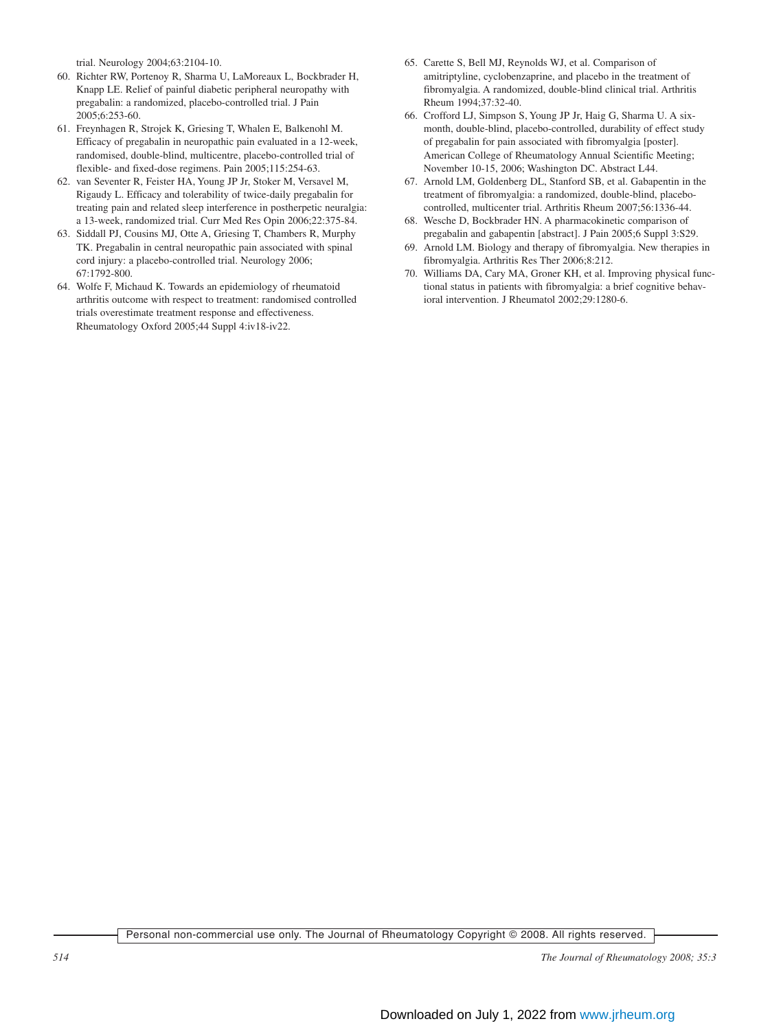trial. Neurology 2004;63:2104-10.

60. Richter RW, Portenoy R, Sharma U, LaMoreaux L, Bockbrader H, Knapp LE. Relief of painful diabetic peripheral neuropathy with pregabalin: a randomized, placebo-controlled trial. J Pain 2005;6:253-60.
61. Freynhagen R, Strojek K, Griesing T, Whalen E, Balkenohl M. Efficacy of pregabalin in neuropathic pain evaluated in a 12-week, randomised, double-blind, multicentre, placebo-controlled trial of flexible- and fixed-dose regimens. Pain 2005;115:254-63.
62. van Seventer R, Feister HA, Young JP Jr, Stoker M, Versavel M, Rigaudy L. Efficacy and tolerability of twice-daily pregabalin for treating pain and related sleep interference in postherpetic neuralgia: a 13-week, randomized trial. Curr Med Res Opin 2006;22:375-84.
63. Siddall PJ, Cousins MJ, Otte A, Griesing T, Chambers R, Murphy TK. Pregabalin in central neuropathic pain associated with spinal cord injury: a placebo-controlled trial. Neurology 2006; 67:1792-800.
64. Wolfe F, Michaud K. Towards an epidemiology of rheumatoid arthritis outcome with respect to treatment: randomised controlled trials overestimate treatment response and effectiveness. Rheumatology Oxford 2005;44 Suppl 4:iv18-iv22.
65. Carette S, Bell MJ, Reynolds WJ, et al. Comparison of amitriptyline, cyclobenzaprine, and placebo in the treatment of fibromyalgia. A randomized, double-blind clinical trial. Arthritis Rheum 1994;37:32-40.
66. Crofford LJ, Simpson S, Young JP Jr, Haig G, Sharma U. A six-month, double-blind, placebo-controlled, durability of effect study of pregabalin for pain associated with fibromyalgia [poster]. American College of Rheumatology Annual Scientific Meeting; November 10-15, 2006; Washington DC. Abstract L44.
67. Arnold LM, Goldenberg DL, Stanford SB, et al. Gabapentin in the treatment of fibromyalgia: a randomized, double-blind, placebo-controlled, multicenter trial. Arthritis Rheum 2007;56:1336-44.
68. Wesche D, Bockbrader HN. A pharmacokinetic comparison of pregabalin and gabapentin [abstract]. J Pain 2005;6 Suppl 3:S29.
69. Arnold LM. Biology and therapy of fibromyalgia. New therapies in fibromyalgia. Arthritis Res Ther 2006;8:212.
70. Williams DA, Cary MA, Groner KH, et al. Improving physical functional status in patients with fibromyalgia: a brief cognitive behavioral intervention. J Rheumatol 2002;29:1280-6.